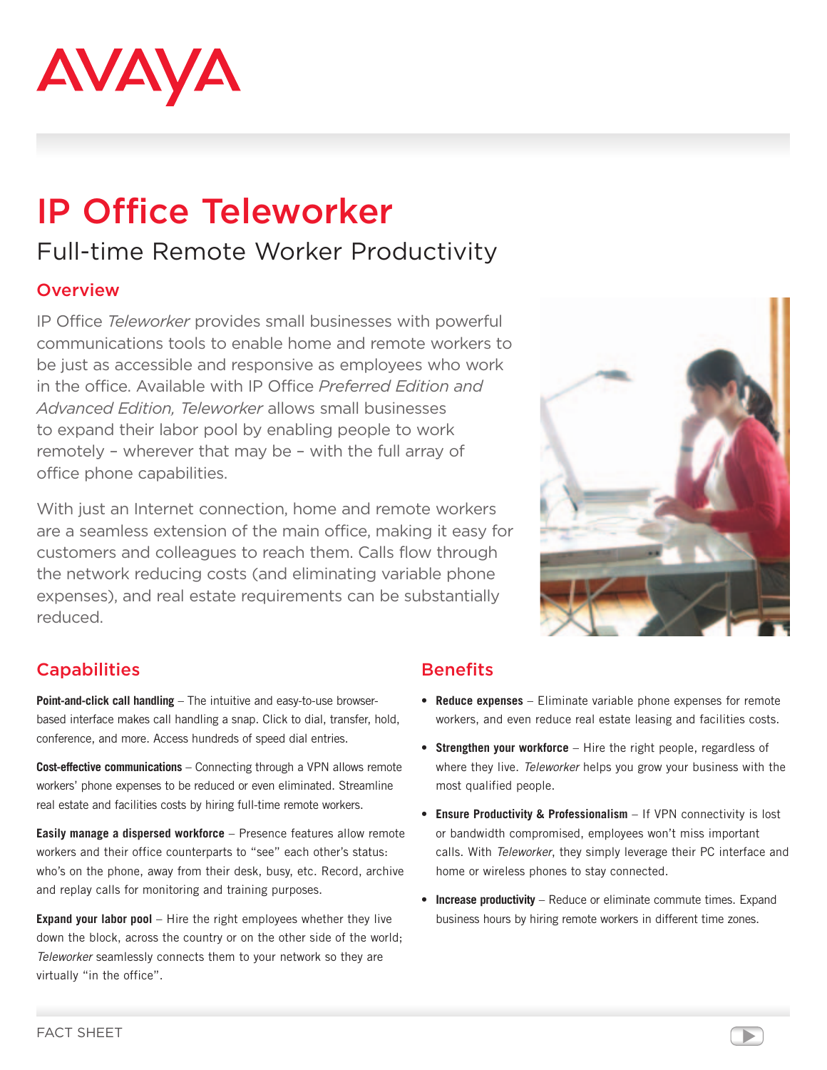AVAYA

# IP Office Teleworker

## Full-time Remote Worker Productivity

### Overview

IP Office *Teleworker* provides small businesses with powerful communications tools to enable home and remote workers to be just as accessible and responsive as employees who work in the office. Available with IP Office *Preferred Edition and Advanced Edition, Teleworker* allows small businesses to expand their labor pool by enabling people to work remotely – wherever that may be – with the full array of office phone capabilities.

With just an Internet connection, home and remote workers are a seamless extension of the main office, making it easy for customers and colleagues to reach them. Calls flow through the network reducing costs (and eliminating variable phone expenses), and real estate requirements can be substantially reduced.

### Capabilities

**Point-and-click call handling** – The intuitive and easy-to-use browser-based interface makes call handling a snap. Click to dial, transfer, hold, conference, and more. Access hundreds of speed dial entries.

**Cost-effective communications** – Connecting through a VPN allows remote workers' phone expenses to be reduced or even eliminated. Streamline real estate and facilities costs by hiring full-time remote workers.

**Easily manage a dispersed workforce** – Presence features allow remote workers and their office counterparts to "see" each other's status: who's on the phone, away from their desk, busy, etc. Record, archive and replay calls for monitoring and training purposes.

**Expand your labor pool** – Hire the right employees whether they live down the block, across the country or on the other side of the world; *Teleworker* seamlessly connects them to your network so they are virtually "in the office".

### Benefits

- **Reduce expenses** – Eliminate variable phone expenses for remote workers, and even reduce real estate leasing and facilities costs.
- **Strengthen your workforce** – Hire the right people, regardless of where they live. *Teleworker* helps you grow your business with the most qualified people.
- **Ensure Productivity & Professionalism** – If VPN connectivity is lost or bandwidth compromised, employees won't miss important calls. With *Teleworker*, they simply leverage their PC interface and home or wireless phones to stay connected.
- **Increase productivity** – Reduce or eliminate commute times. Expand business hours by hiring remote workers in different time zones.

FACT SHEET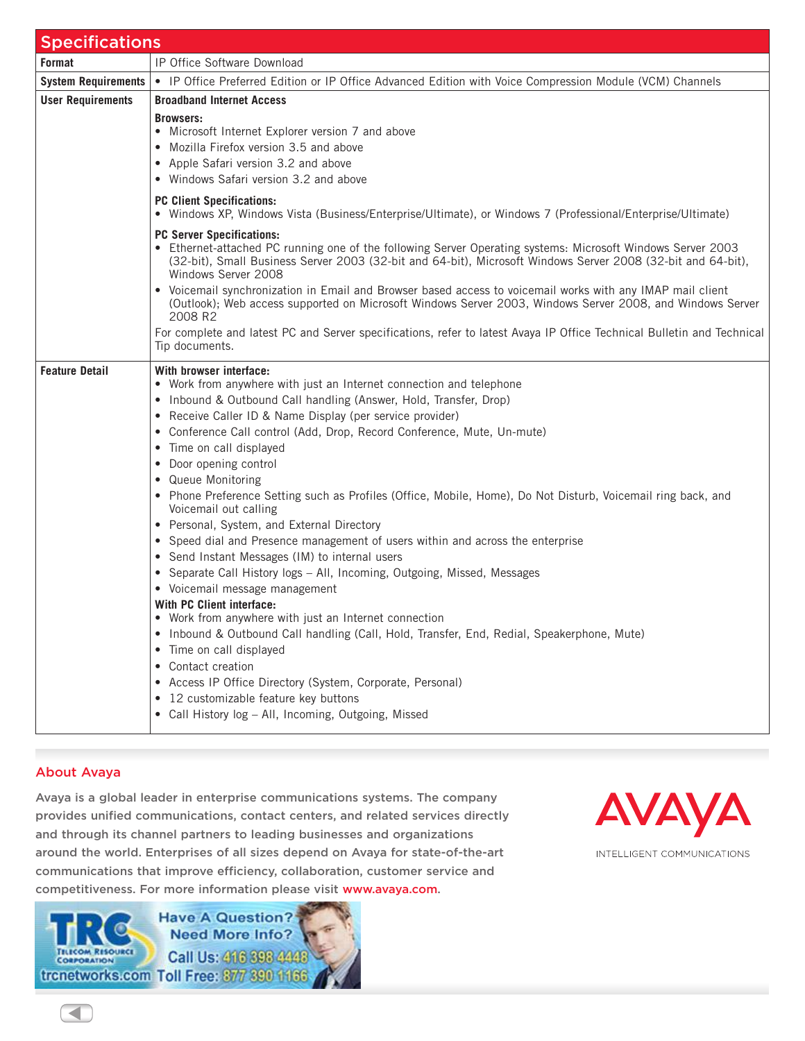## Specifications

| | |
|---|---|
| **Format** | IP Office Software Download |
| **System Requirements** | • IP Office Preferred Edition or IP Office Advanced Edition with Voice Compression Module (VCM) Channels |
| **User Requirements** | **Broadband Internet Access**<br><br>**Browsers:**<br>• Microsoft Internet Explorer version 7 and above<br>• Mozilla Firefox version 3.5 and above<br>• Apple Safari version 3.2 and above<br>• Windows Safari version 3.2 and above<br><br>**PC Client Specifications:**<br>• Windows XP, Windows Vista (Business/Enterprise/Ultimate), or Windows 7 (Professional/Enterprise/Ultimate)<br><br>**PC Server Specifications:**<br>• Ethernet-attached PC running one of the following Server Operating systems: Microsoft Windows Server 2003 (32-bit), Small Business Server 2003 (32-bit and 64-bit), Microsoft Windows Server 2008 (32-bit and 64-bit), Windows Server 2008<br>• Voicemail synchronization in Email and Browser based access to voicemail works with any IMAP mail client (Outlook); Web access supported on Microsoft Windows Server 2003, Windows Server 2008, and Windows Server 2008 R2<br><br>For complete and latest PC and Server specifications, refer to latest Avaya IP Office Technical Bulletin and Technical Tip documents. |
| **Feature Detail** | **With browser interface:**<br>• Work from anywhere with just an Internet connection and telephone<br>• Inbound & Outbound Call handling (Answer, Hold, Transfer, Drop)<br>• Receive Caller ID & Name Display (per service provider)<br>• Conference Call control (Add, Drop, Record Conference, Mute, Un-mute)<br>• Time on call displayed<br>• Door opening control<br>• Queue Monitoring<br>• Phone Preference Setting such as Profiles (Office, Mobile, Home), Do Not Disturb, Voicemail ring back, and Voicemail out calling<br>• Personal, System, and External Directory<br>• Speed dial and Presence management of users within and across the enterprise<br>• Send Instant Messages (IM) to internal users<br>• Separate Call History logs – All, Incoming, Outgoing, Missed, Messages<br>• Voicemail message management<br>**With PC Client interface:**<br>• Work from anywhere with just an Internet connection<br>• Inbound & Outbound Call handling (Call, Hold, Transfer, End, Redial, Speakerphone, Mute)<br>• Time on call displayed<br>• Contact creation<br>• Access IP Office Directory (System, Corporate, Personal)<br>• 12 customizable feature key buttons<br>• Call History log – All, Incoming, Outgoing, Missed |

## About Avaya

Avaya is a global leader in enterprise communications systems. The company provides unified communications, contact centers, and related services directly and through its channel partners to leading businesses and organizations around the world. Enterprises of all sizes depend on Avaya for state-of-the-art communications that improve efficiency, collaboration, customer service and competitiveness. For more information please visit www.avaya.com.

AVAYA
INTELLIGENT COMMUNICATIONS

TRC Telecom Resource Corporation
trcnetworks.com
Have A Question? Need More Info?
Call Us: 416 398 4448
Toll Free: 877 390 1166